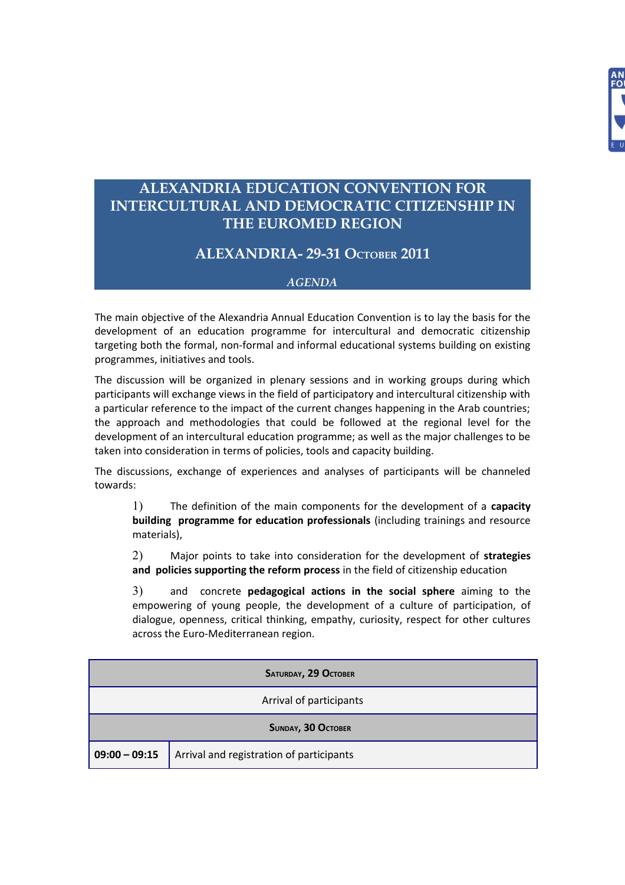# ALEXANDRIA EDUCATION CONVENTION FOR INTERCULTURAL AND DEMOCRATIC CITIZENSHIP IN THE EUROMED REGION

## ALEXANDRIA- 29-31 OCTOBER 2011

*AGENDA*

The main objective of the Alexandria Annual Education Convention is to lay the basis for the development of an education programme for intercultural and democratic citizenship targeting both the formal, non-formal and informal educational systems building on existing programmes, initiatives and tools.

The discussion will be organized in plenary sessions and in working groups during which participants will exchange views in the field of participatory and intercultural citizenship with a particular reference to the impact of the current changes happening in the Arab countries; the approach and methodologies that could be followed at the regional level for the development of an intercultural education programme; as well as the major challenges to be taken into consideration in terms of policies, tools and capacity building.

The discussions, exchange of experiences and analyses of participants will be channeled towards:

1) The definition of the main components for the development of a **capacity building programme for education professionals** (including trainings and resource materials),

2) Major points to take into consideration for the development of **strategies and policies supporting the reform process** in the field of citizenship education

3) and concrete **pedagogical actions in the social sphere** aiming to the empowering of young people, the development of a culture of participation, of dialogue, openness, critical thinking, empathy, curiosity, respect for other cultures across the Euro-Mediterranean region.

| SATURDAY, 29 OCTOBER | |
|---|---|
| Arrival of participants | |
| **SUNDAY, 30 OCTOBER** | |
| **09:00 – 09:15** | Arrival and registration of participants |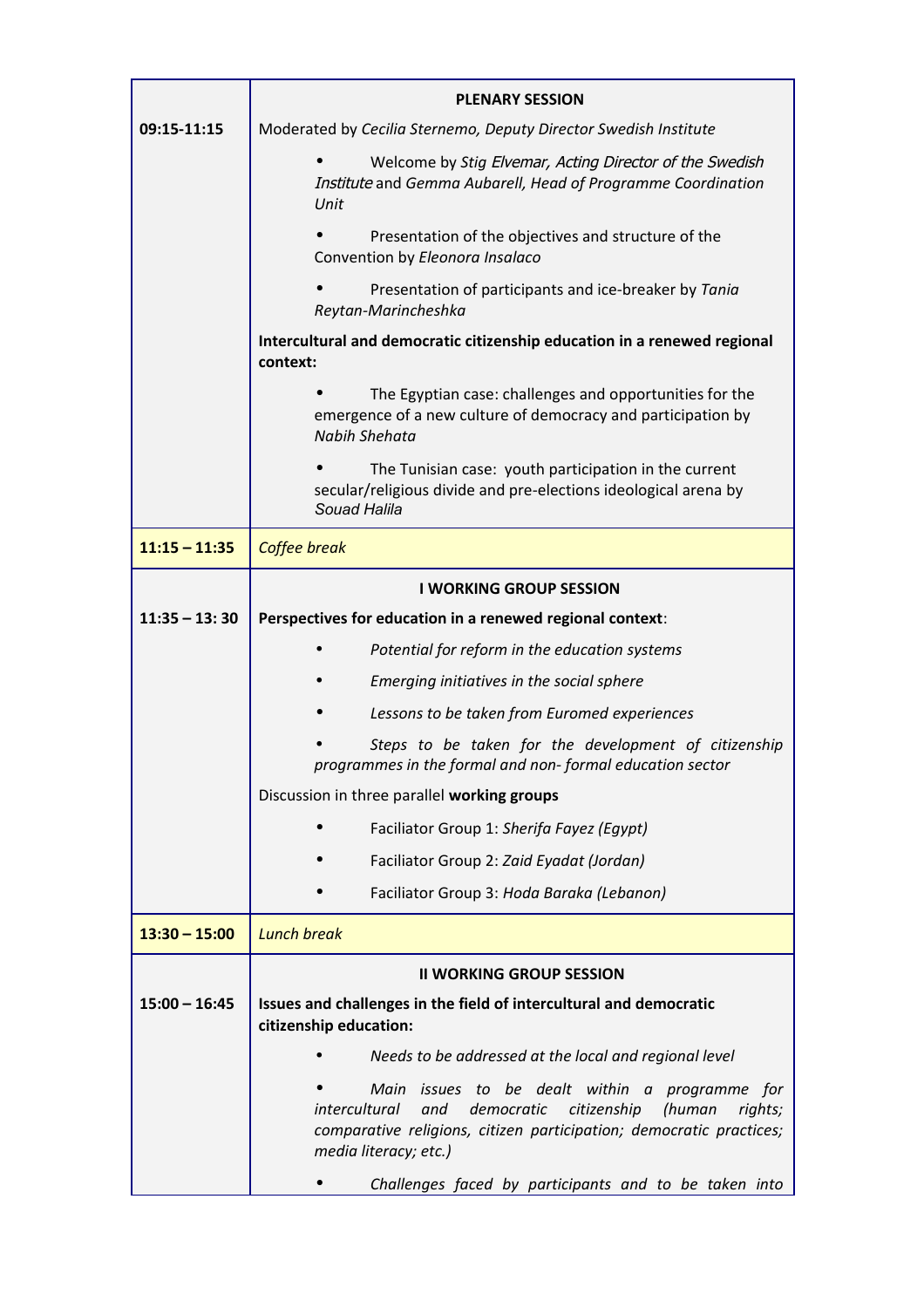| | |
|---|---|
| 09:15-11:15 | **PLENARY SESSION**<br>Moderated by *Cecilia Sternemo, Deputy Director Swedish Institute*<br>• Welcome by *Stig Elvemar, Acting Director of the Swedish Institute* and *Gemma Aubarell, Head of Programme Coordination Unit*<br>• Presentation of the objectives and structure of the Convention by *Eleonora Insalaco*<br>• Presentation of participants and ice-breaker by *Tania Reytan-Marincheshka*<br>**Intercultural and democratic citizenship education in a renewed regional context:**<br>• The Egyptian case: challenges and opportunities for the emergence of a new culture of democracy and participation by *Nabih Shehata*<br>• The Tunisian case: youth participation in the current secular/religious divide and pre-elections ideological arena by *Souad Halila* |
| **11:15 – 11:35** | *Coffee break* |
| **11:35 – 13: 30** | **I WORKING GROUP SESSION**<br>**Perspectives for education in a renewed regional context**:<br>• *Potential for reform in the education systems*<br>• *Emerging initiatives in the social sphere*<br>• *Lessons to be taken from Euromed experiences*<br>• *Steps to be taken for the development of citizenship programmes in the formal and non- formal education sector*<br>Discussion in three parallel **working groups**<br>• Faciliator Group 1: *Sherifa Fayez (Egypt)*<br>• Faciliator Group 2: *Zaid Eyadat (Jordan)*<br>• Faciliator Group 3: *Hoda Baraka (Lebanon)* |
| **13:30 – 15:00** | *Lunch break* |
| **15:00 – 16:45** | **II WORKING GROUP SESSION**<br>**Issues and challenges in the field of intercultural and democratic citizenship education:**<br>• *Needs to be addressed at the local and regional level*<br>• *Main issues to be dealt within a programme for intercultural and democratic citizenship (human rights; comparative religions, citizen participation; democratic practices; media literacy; etc.)*<br>• *Challenges faced by participants and to be taken into* |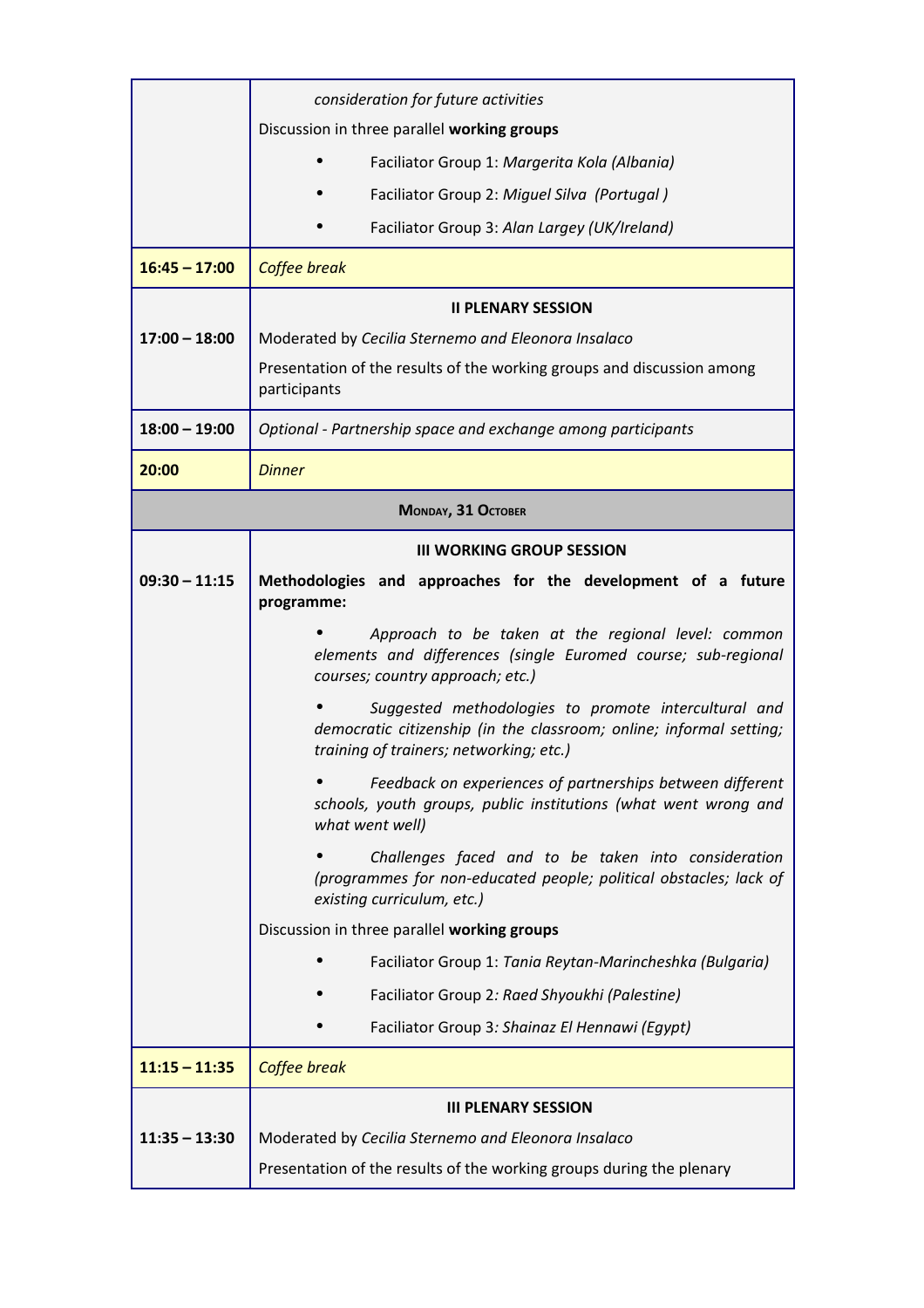| | |
|---|---|
| | *consideration for future activities*<br>Discussion in three parallel **working groups**<br>• Faciliator Group 1: *Margerita Kola (Albania)*<br>• Faciliator Group 2: *Miguel Silva (Portugal )*<br>• Faciliator Group 3: *Alan Largey (UK/Ireland)* |
| **16:45 – 17:00** | *Coffee break* |
| **17:00 – 18:00** | **II PLENARY SESSION**<br>Moderated by *Cecilia Sternemo and Eleonora Insalaco*<br>Presentation of the results of the working groups and discussion among participants |
| **18:00 – 19:00** | *Optional - Partnership space and exchange among participants* |
| **20:00** | *Dinner* |
| **MONDAY, 31 OCTOBER** | |
| **09:30 – 11:15** | **III WORKING GROUP SESSION**<br>**Methodologies and approaches for the development of a future programme:**<br>• *Approach to be taken at the regional level: common elements and differences (single Euromed course; sub-regional courses; country approach; etc.)*<br>• *Suggested methodologies to promote intercultural and democratic citizenship (in the classroom; online; informal setting; training of trainers; networking; etc.)*<br>• *Feedback on experiences of partnerships between different schools, youth groups, public institutions (what went wrong and what went well)*<br>• *Challenges faced and to be taken into consideration (programmes for non-educated people; political obstacles; lack of existing curriculum, etc.)*<br>Discussion in three parallel **working groups**<br>• Faciliator Group 1: *Tania Reytan-Marincheshka (Bulgaria)*<br>• Faciliator Group 2*: Raed Shyoukhi (Palestine)*<br>• Faciliator Group 3*: Shainaz El Hennawi (Egypt)* |
| **11:15 – 11:35** | *Coffee break* |
| **11:35 – 13:30** | **III PLENARY SESSION**<br>Moderated by *Cecilia Sternemo and Eleonora Insalaco*<br>Presentation of the results of the working groups during the plenary |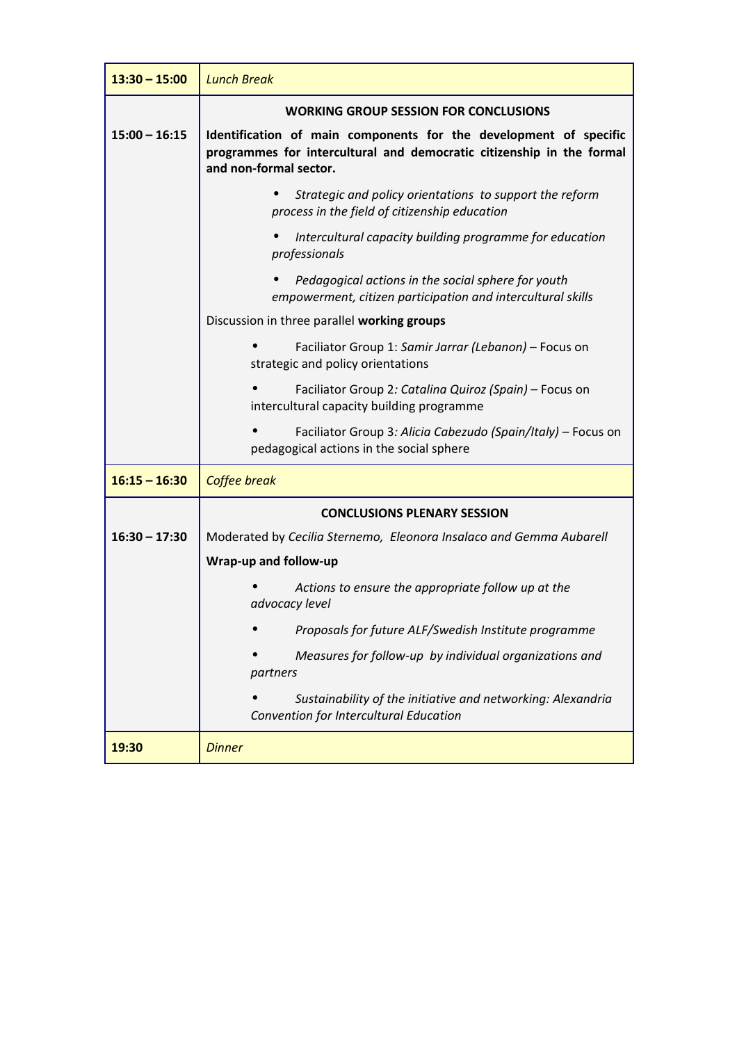| | |
|---|---|
| **13:30 – 15:00** | *Lunch Break* |
| **15:00 – 16:15** | **WORKING GROUP SESSION FOR CONCLUSIONS**<br><br>**Identification of main components for the development of specific programmes for intercultural and democratic citizenship in the formal and non-formal sector.**<br><br>• *Strategic and policy orientations to support the reform process in the field of citizenship education*<br>• *Intercultural capacity building programme for education professionals*<br>• *Pedagogical actions in the social sphere for youth empowerment, citizen participation and intercultural skills*<br><br>Discussion in three parallel **working groups**<br><br>• Faciliator Group 1: *Samir Jarrar (Lebanon)* – Focus on strategic and policy orientations<br>• Faciliator Group 2*: Catalina Quiroz (Spain)* – Focus on intercultural capacity building programme<br>• Faciliator Group 3*: Alicia Cabezudo (Spain/Italy)* – Focus on pedagogical actions in the social sphere |
| **16:15 – 16:30** | *Coffee break* |
| **16:30 – 17:30** | **CONCLUSIONS PLENARY SESSION**<br><br>Moderated by *Cecilia Sternemo, Eleonora Insalaco and Gemma Aubarell*<br><br>**Wrap-up and follow-up**<br><br>• *Actions to ensure the appropriate follow up at the advocacy level*<br>• *Proposals for future ALF/Swedish Institute programme*<br>• *Measures for follow-up by individual organizations and partners*<br>• *Sustainability of the initiative and networking: Alexandria Convention for Intercultural Education* |
| **19:30** | *Dinner* |